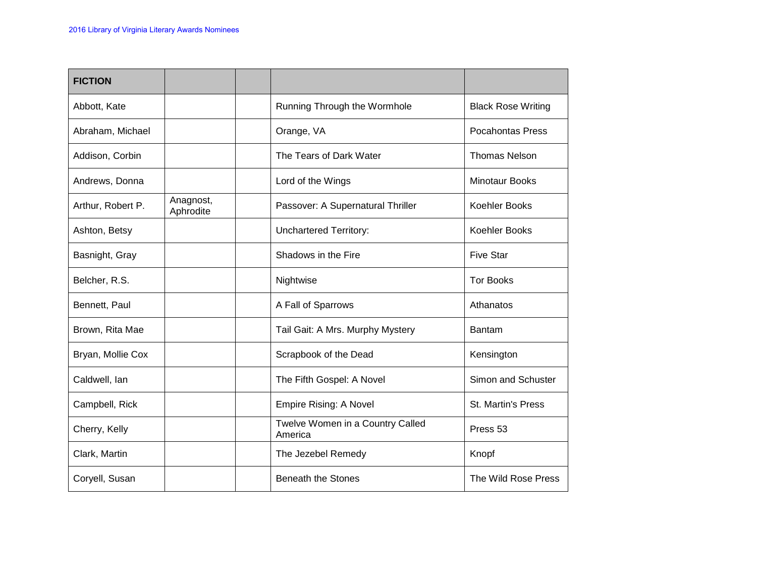2016 Library of Virginia Literary Awards Nominees

| FICTION | | | | |
|---|---|---|---|---|
| Abbott, Kate | | | Running Through the Wormhole | Black Rose Writing |
| Abraham, Michael | | | Orange, VA | Pocahontas Press |
| Addison, Corbin | | | The Tears of Dark Water | Thomas Nelson |
| Andrews, Donna | | | Lord of the Wings | Minotaur Books |
| Arthur, Robert P. | Anagnost, Aphrodite | | Passover: A Supernatural Thriller | Koehler Books |
| Ashton, Betsy | | | Unchartered Territory: | Koehler Books |
| Basnight, Gray | | | Shadows in the Fire | Five Star |
| Belcher, R.S. | | | Nightwise | Tor Books |
| Bennett, Paul | | | A Fall of Sparrows | Athanatos |
| Brown, Rita Mae | | | Tail Gait: A Mrs. Murphy Mystery | Bantam |
| Bryan, Mollie Cox | | | Scrapbook of the Dead | Kensington |
| Caldwell, Ian | | | The Fifth Gospel: A Novel | Simon and Schuster |
| Campbell, Rick | | | Empire Rising: A Novel | St. Martin's Press |
| Cherry, Kelly | | | Twelve Women in a Country Called America | Press 53 |
| Clark, Martin | | | The Jezebel Remedy | Knopf |
| Coryell, Susan | | | Beneath the Stones | The Wild Rose Press |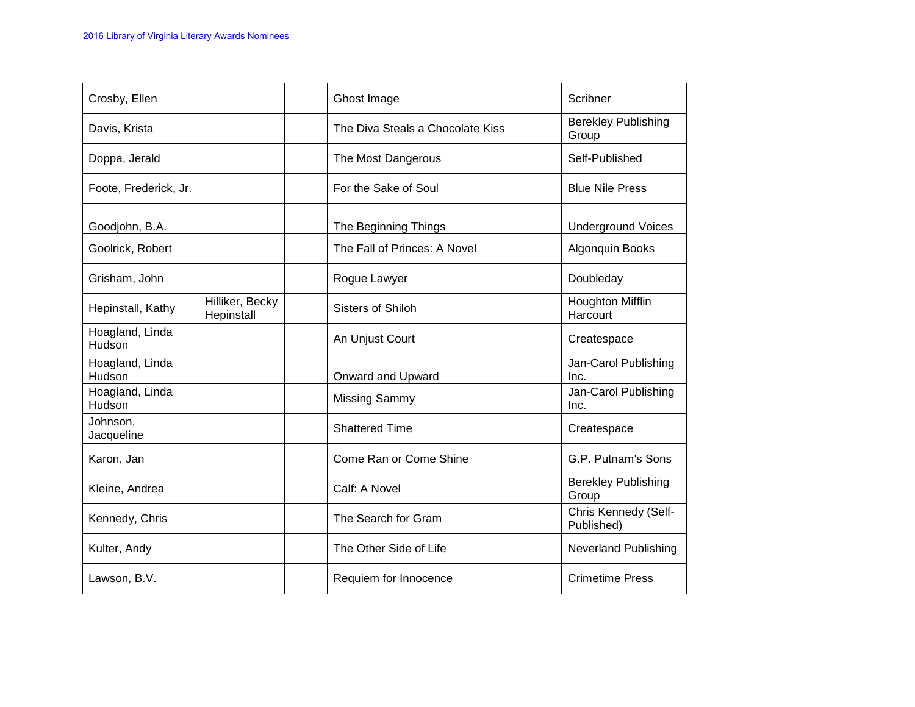| | | | | |
|---|---|---|---|---|
| Crosby, Ellen | | | Ghost Image | Scribner |
| Davis, Krista | | | The Diva Steals a Chocolate Kiss | Berekley Publishing Group |
| Doppa, Jerald | | | The Most Dangerous | Self-Published |
| Foote, Frederick, Jr. | | | For the Sake of Soul | Blue Nile Press |
| Goodjohn, B.A. | | | The Beginning Things | Underground Voices |
| Goolrick, Robert | | | The Fall of Princes: A Novel | Algonquin Books |
| Grisham, John | | | Rogue Lawyer | Doubleday |
| Hepinstall, Kathy | Hilliker, Becky Hepinstall | | Sisters of Shiloh | Houghton Mifflin Harcourt |
| Hoagland, Linda Hudson | | | An Unjust Court | Createspace |
| Hoagland, Linda Hudson | | | Onward and Upward | Jan-Carol Publishing Inc. |
| Hoagland, Linda Hudson | | | Missing Sammy | Jan-Carol Publishing Inc. |
| Johnson, Jacqueline | | | Shattered Time | Createspace |
| Karon, Jan | | | Come Ran or Come Shine | G.P. Putnam's Sons |
| Kleine, Andrea | | | Calf: A Novel | Berekley Publishing Group |
| Kennedy, Chris | | | The Search for Gram | Chris Kennedy (Self-Published) |
| Kulter, Andy | | | The Other Side of Life | Neverland Publishing |
| Lawson, B.V. | | | Requiem for Innocence | Crimetime Press |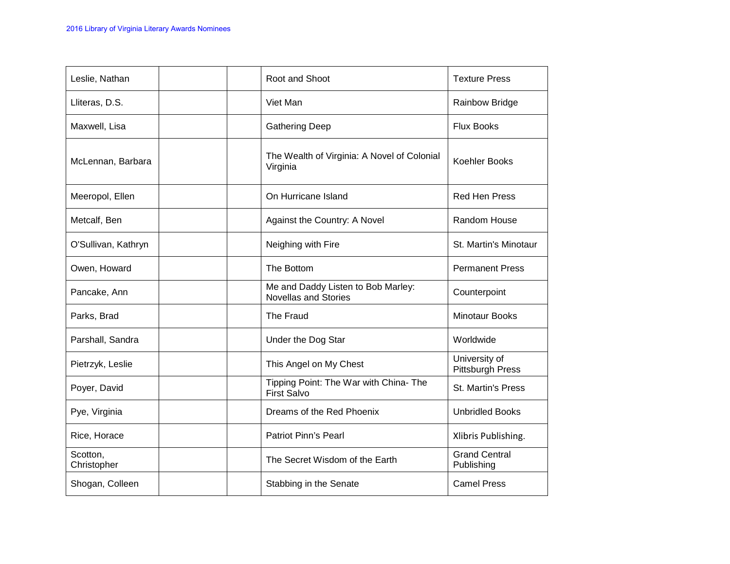| | | | | |
|---|---|---|---|---|
| Leslie, Nathan | | | Root and Shoot | Texture Press |
| Lliteras, D.S. | | | Viet Man | Rainbow Bridge |
| Maxwell, Lisa | | | Gathering Deep | Flux Books |
| McLennan, Barbara | | | The Wealth of Virginia: A Novel of Colonial Virginia | Koehler Books |
| Meeropol, Ellen | | | On Hurricane Island | Red Hen Press |
| Metcalf, Ben | | | Against the Country: A Novel | Random House |
| O'Sullivan, Kathryn | | | Neighing with Fire | St. Martin's Minotaur |
| Owen, Howard | | | The Bottom | Permanent Press |
| Pancake, Ann | | | Me and Daddy Listen to Bob Marley: Novellas and Stories | Counterpoint |
| Parks, Brad | | | The Fraud | Minotaur Books |
| Parshall, Sandra | | | Under the Dog Star | Worldwide |
| Pietrzyk, Leslie | | | This Angel on My Chest | University of Pittsburgh Press |
| Poyer, David | | | Tipping Point: The War with China- The First Salvo | St. Martin's Press |
| Pye, Virginia | | | Dreams of the Red Phoenix | Unbridled Books |
| Rice, Horace | | | Patriot Pinn's Pearl | Xlibris Publishing. |
| Scotton, Christopher | | | The Secret Wisdom of the Earth | Grand Central Publishing |
| Shogan, Colleen | | | Stabbing in the Senate | Camel Press |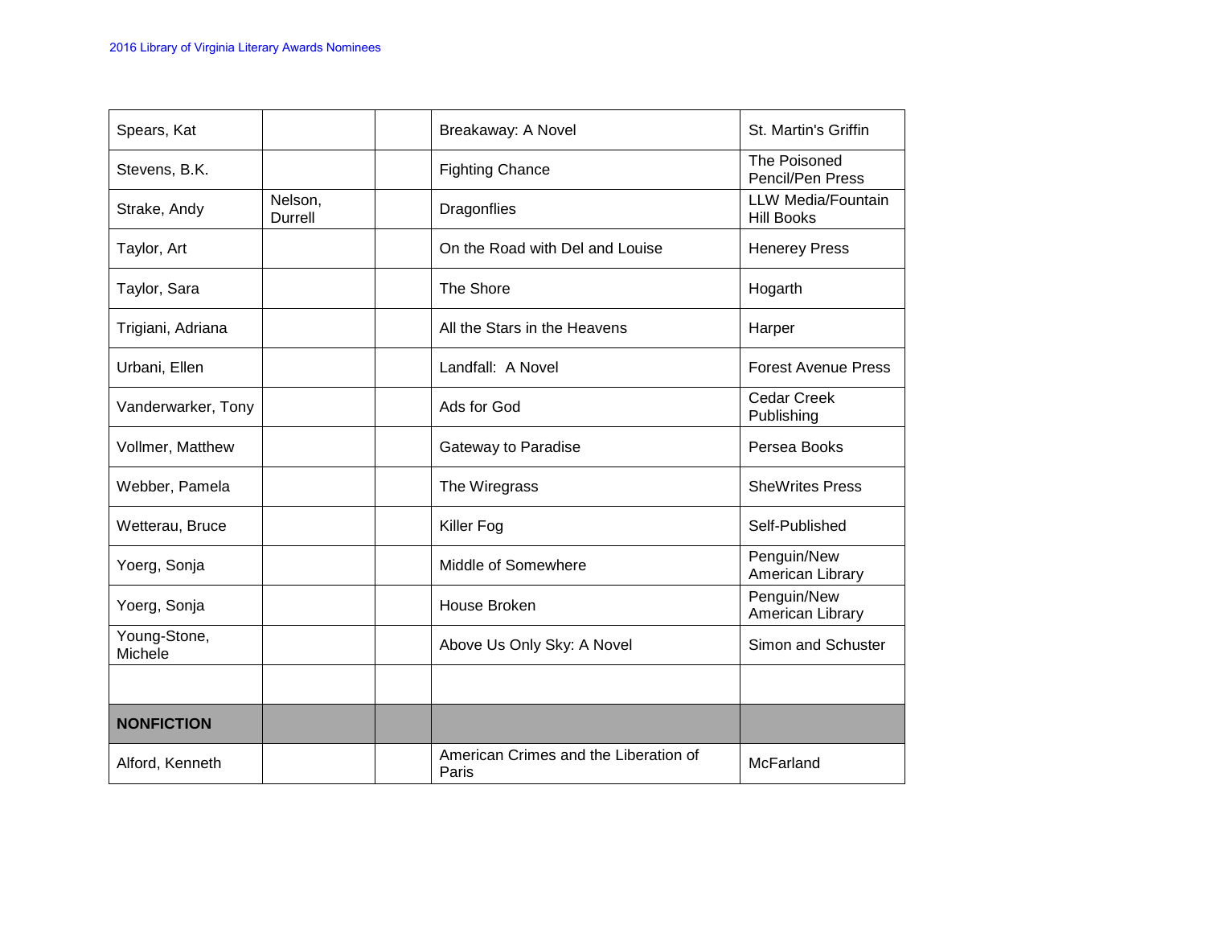| Spears, Kat | | | Breakaway: A Novel | St. Martin's Griffin |
|---|---|---|---|---|
| Stevens, B.K. | | | Fighting Chance | The Poisoned Pencil/Pen Press |
| Strake, Andy | Nelson, Durrell | | Dragonflies | LLW Media/Fountain Hill Books |
| Taylor, Art | | | On the Road with Del and Louise | Henerey Press |
| Taylor, Sara | | | The Shore | Hogarth |
| Trigiani, Adriana | | | All the Stars in the Heavens | Harper |
| Urbani, Ellen | | | Landfall: A Novel | Forest Avenue Press |
| Vanderwarker, Tony | | | Ads for God | Cedar Creek Publishing |
| Vollmer, Matthew | | | Gateway to Paradise | Persea Books |
| Webber, Pamela | | | The Wiregrass | SheWrites Press |
| Wetterau, Bruce | | | Killer Fog | Self-Published |
| Yoerg, Sonja | | | Middle of Somewhere | Penguin/New American Library |
| Yoerg, Sonja | | | House Broken | Penguin/New American Library |
| Young-Stone, Michele | | | Above Us Only Sky: A Novel | Simon and Schuster |
| | | | | |
| **NONFICTION** | | | | |
| Alford, Kenneth | | | American Crimes and the Liberation of Paris | McFarland |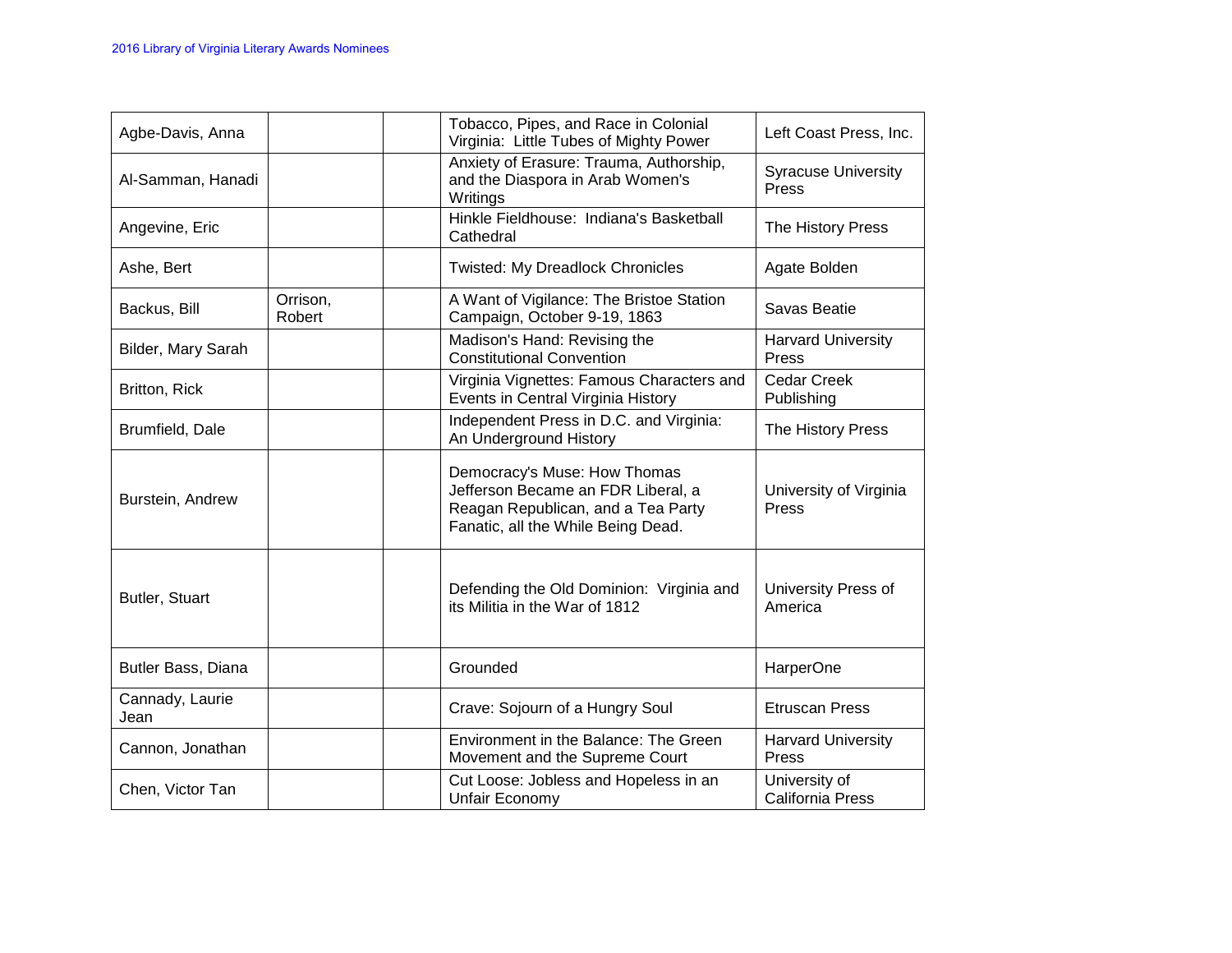| Agbe-Davis, Anna | | | Tobacco, Pipes, and Race in Colonial Virginia: Little Tubes of Mighty Power | Left Coast Press, Inc. |
|---|---|---|---|---|
| Al-Samman, Hanadi | | | Anxiety of Erasure: Trauma, Authorship, and the Diaspora in Arab Women's Writings | Syracuse University Press |
| Angevine, Eric | | | Hinkle Fieldhouse: Indiana's Basketball Cathedral | The History Press |
| Ashe, Bert | | | Twisted: My Dreadlock Chronicles | Agate Bolden |
| Backus, Bill | Orrison, Robert | | A Want of Vigilance: The Bristoe Station Campaign, October 9-19, 1863 | Savas Beatie |
| Bilder, Mary Sarah | | | Madison's Hand: Revising the Constitutional Convention | Harvard University Press |
| Britton, Rick | | | Virginia Vignettes: Famous Characters and Events in Central Virginia History | Cedar Creek Publishing |
| Brumfield, Dale | | | Independent Press in D.C. and Virginia: An Underground History | The History Press |
| Burstein, Andrew | | | Democracy's Muse: How Thomas Jefferson Became an FDR Liberal, a Reagan Republican, and a Tea Party Fanatic, all the While Being Dead. | University of Virginia Press |
| Butler, Stuart | | | Defending the Old Dominion: Virginia and its Militia in the War of 1812 | University Press of America |
| Butler Bass, Diana | | | Grounded | HarperOne |
| Cannady, Laurie Jean | | | Crave: Sojourn of a Hungry Soul | Etruscan Press |
| Cannon, Jonathan | | | Environment in the Balance: The Green Movement and the Supreme Court | Harvard University Press |
| Chen, Victor Tan | | | Cut Loose: Jobless and Hopeless in an Unfair Economy | University of California Press |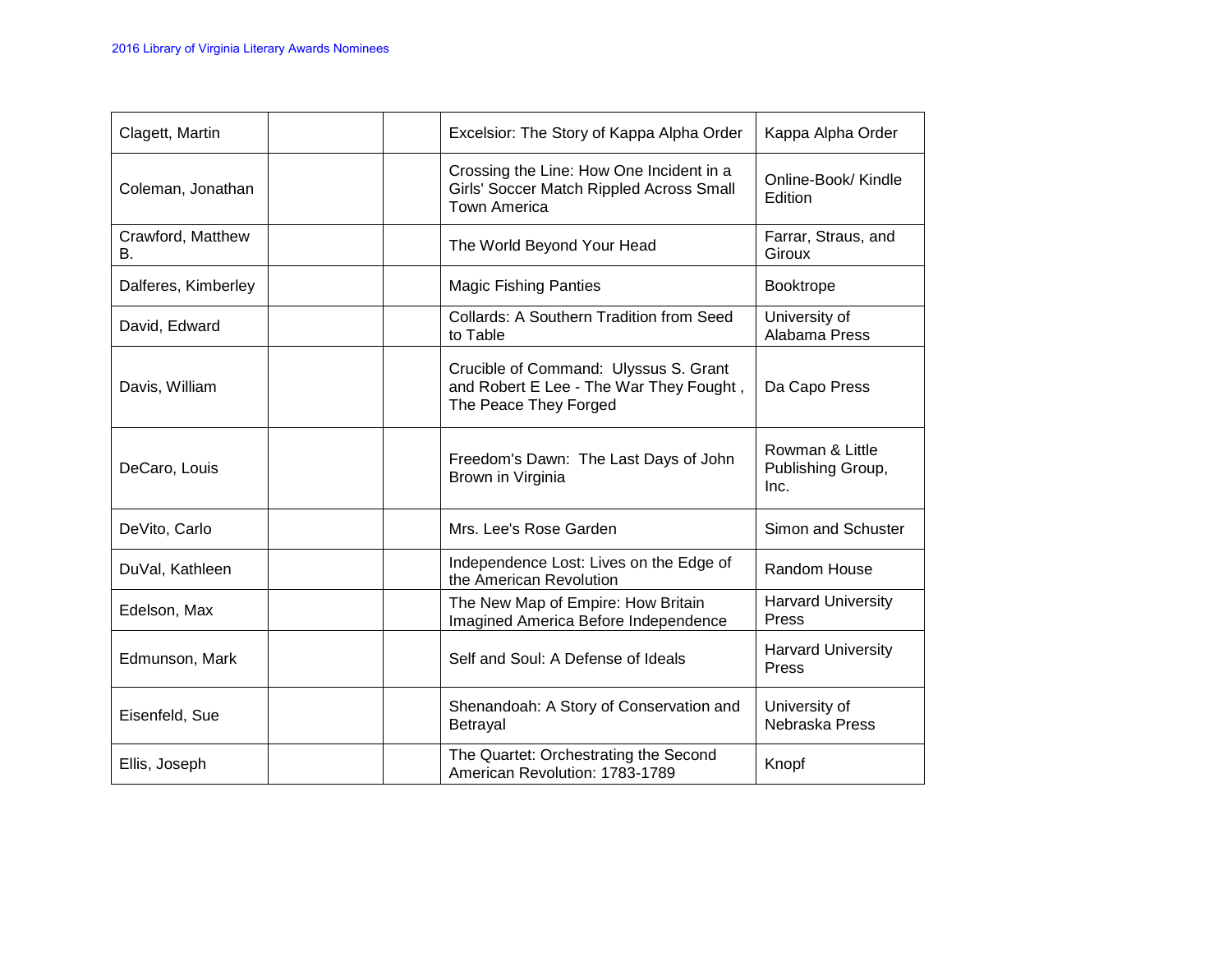| | | | | |
|---|---|---|---|---|
| Clagett, Martin | | | Excelsior: The Story of Kappa Alpha Order | Kappa Alpha Order |
| Coleman, Jonathan | | | Crossing the Line: How One Incident in a Girls' Soccer Match Rippled Across Small Town America | Online-Book/ Kindle Edition |
| Crawford, Matthew B. | | | The World Beyond Your Head | Farrar, Straus, and Giroux |
| Dalferes, Kimberley | | | Magic Fishing Panties | Booktrope |
| David, Edward | | | Collards: A Southern Tradition from Seed to Table | University of Alabama Press |
| Davis, William | | | Crucible of Command: Ulyssus S. Grant and Robert E Lee - The War They Fought , The Peace They Forged | Da Capo Press |
| DeCaro, Louis | | | Freedom's Dawn: The Last Days of John Brown in Virginia | Rowman & Little Publishing Group, Inc. |
| DeVito, Carlo | | | Mrs. Lee's Rose Garden | Simon and Schuster |
| DuVal, Kathleen | | | Independence Lost: Lives on the Edge of the American Revolution | Random House |
| Edelson, Max | | | The New Map of Empire: How Britain Imagined America Before Independence | Harvard University Press |
| Edmunson, Mark | | | Self and Soul: A Defense of Ideals | Harvard University Press |
| Eisenfeld, Sue | | | Shenandoah: A Story of Conservation and Betrayal | University of Nebraska Press |
| Ellis, Joseph | | | The Quartet: Orchestrating the Second American Revolution: 1783-1789 | Knopf |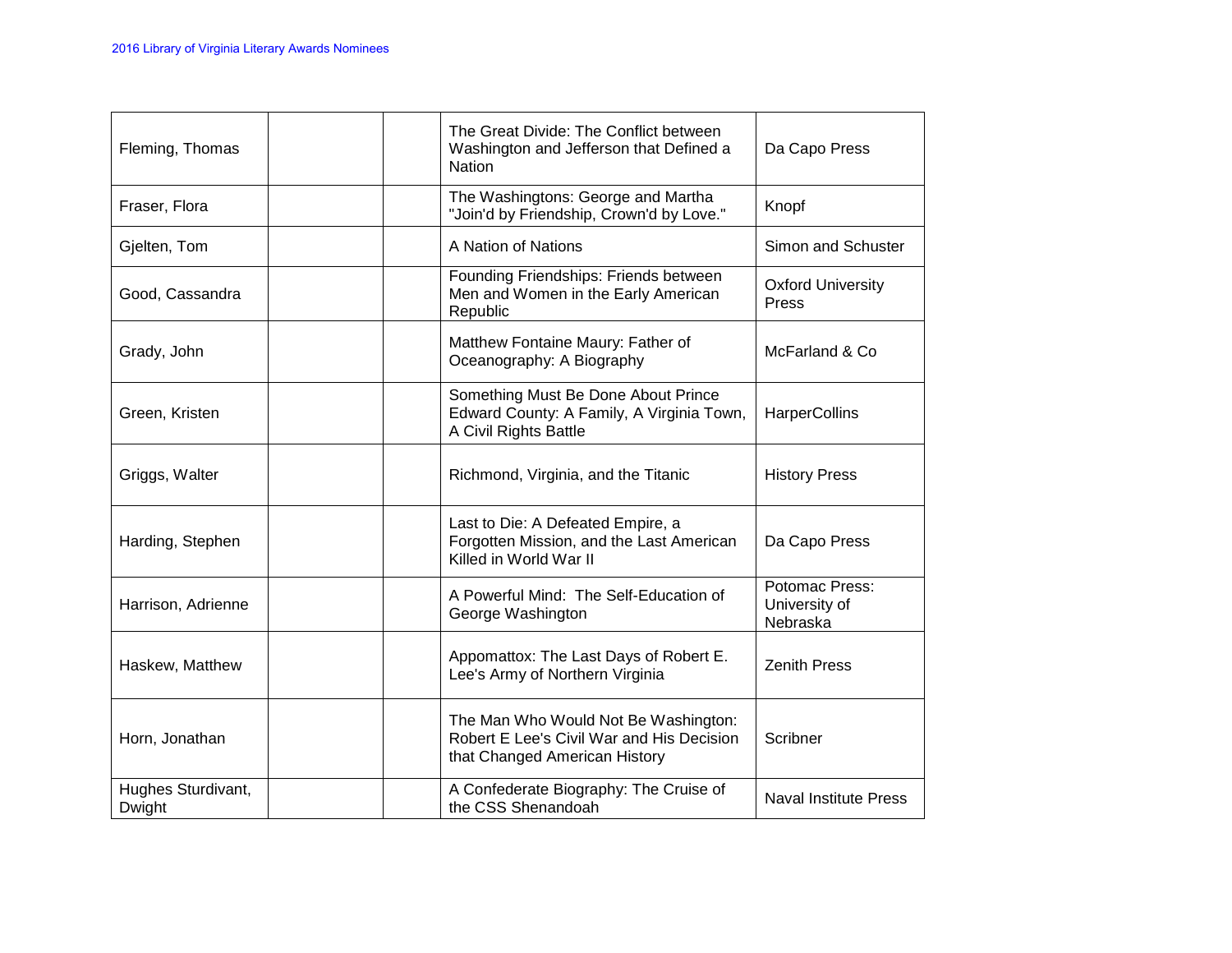| | | | | |
|---|---|---|---|---|
| Fleming, Thomas | | | The Great Divide: The Conflict between Washington and Jefferson that Defined a Nation | Da Capo Press |
| Fraser, Flora | | | The Washingtons: George and Martha "Join'd by Friendship, Crown'd by Love." | Knopf |
| Gjelten, Tom | | | A Nation of Nations | Simon and Schuster |
| Good, Cassandra | | | Founding Friendships: Friends between Men and Women in the Early American Republic | Oxford University Press |
| Grady, John | | | Matthew Fontaine Maury: Father of Oceanography: A Biography | McFarland & Co |
| Green, Kristen | | | Something Must Be Done About Prince Edward County: A Family, A Virginia Town, A Civil Rights Battle | HarperCollins |
| Griggs, Walter | | | Richmond, Virginia, and the Titanic | History Press |
| Harding, Stephen | | | Last to Die: A Defeated Empire, a Forgotten Mission, and the Last American Killed in World War II | Da Capo Press |
| Harrison, Adrienne | | | A Powerful Mind: The Self-Education of George Washington | Potomac Press: University of Nebraska |
| Haskew, Matthew | | | Appomattox: The Last Days of Robert E. Lee's Army of Northern Virginia | Zenith Press |
| Horn, Jonathan | | | The Man Who Would Not Be Washington: Robert E Lee's Civil War and His Decision that Changed American History | Scribner |
| Hughes Sturdivant, Dwight | | | A Confederate Biography: The Cruise of the CSS Shenandoah | Naval Institute Press |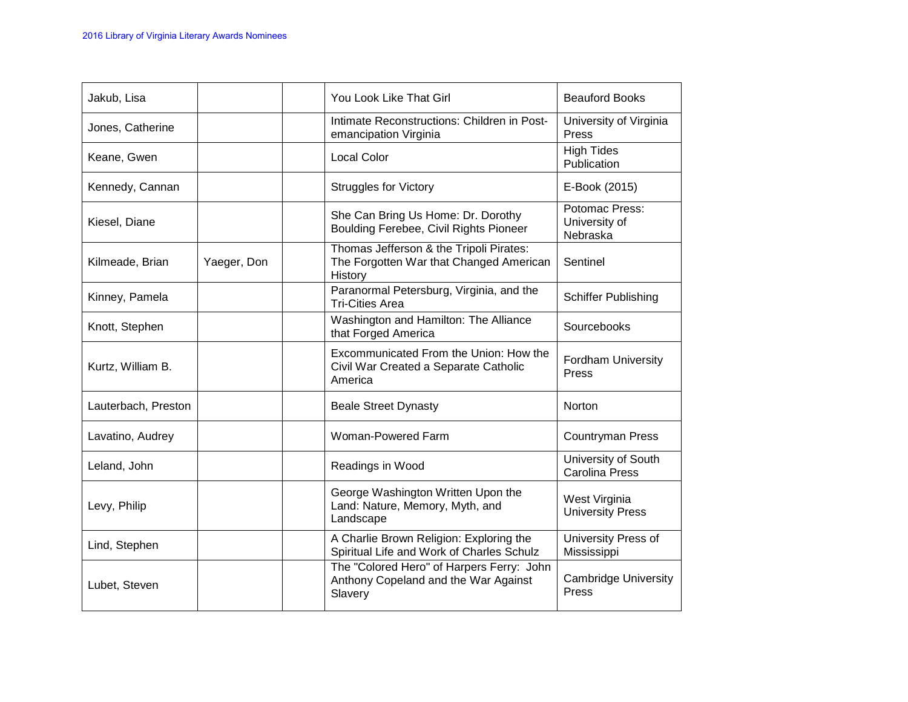| | | | | |
|---|---|---|---|---|
| Jakub, Lisa | | | You Look Like That Girl | Beauford Books |
| Jones, Catherine | | | Intimate Reconstructions: Children in Post-emancipation Virginia | University of Virginia Press |
| Keane, Gwen | | | Local Color | High Tides Publication |
| Kennedy, Cannan | | | Struggles for Victory | E-Book (2015) |
| Kiesel, Diane | | | She Can Bring Us Home: Dr. Dorothy Boulding Ferebee, Civil Rights Pioneer | Potomac Press: University of Nebraska |
| Kilmeade, Brian | Yaeger, Don | | Thomas Jefferson & the Tripoli Pirates: The Forgotten War that Changed American History | Sentinel |
| Kinney, Pamela | | | Paranormal Petersburg, Virginia, and the Tri-Cities Area | Schiffer Publishing |
| Knott, Stephen | | | Washington and Hamilton: The Alliance that Forged America | Sourcebooks |
| Kurtz, William B. | | | Excommunicated From the Union: How the Civil War Created a Separate Catholic America | Fordham University Press |
| Lauterbach, Preston | | | Beale Street Dynasty | Norton |
| Lavatino, Audrey | | | Woman-Powered Farm | Countryman Press |
| Leland, John | | | Readings in Wood | University of South Carolina Press |
| Levy, Philip | | | George Washington Written Upon the Land: Nature, Memory, Myth, and Landscape | West Virginia University Press |
| Lind, Stephen | | | A Charlie Brown Religion: Exploring the Spiritual Life and Work of Charles Schulz | University Press of Mississippi |
| Lubet, Steven | | | The "Colored Hero" of Harpers Ferry: John Anthony Copeland and the War Against Slavery | Cambridge University Press |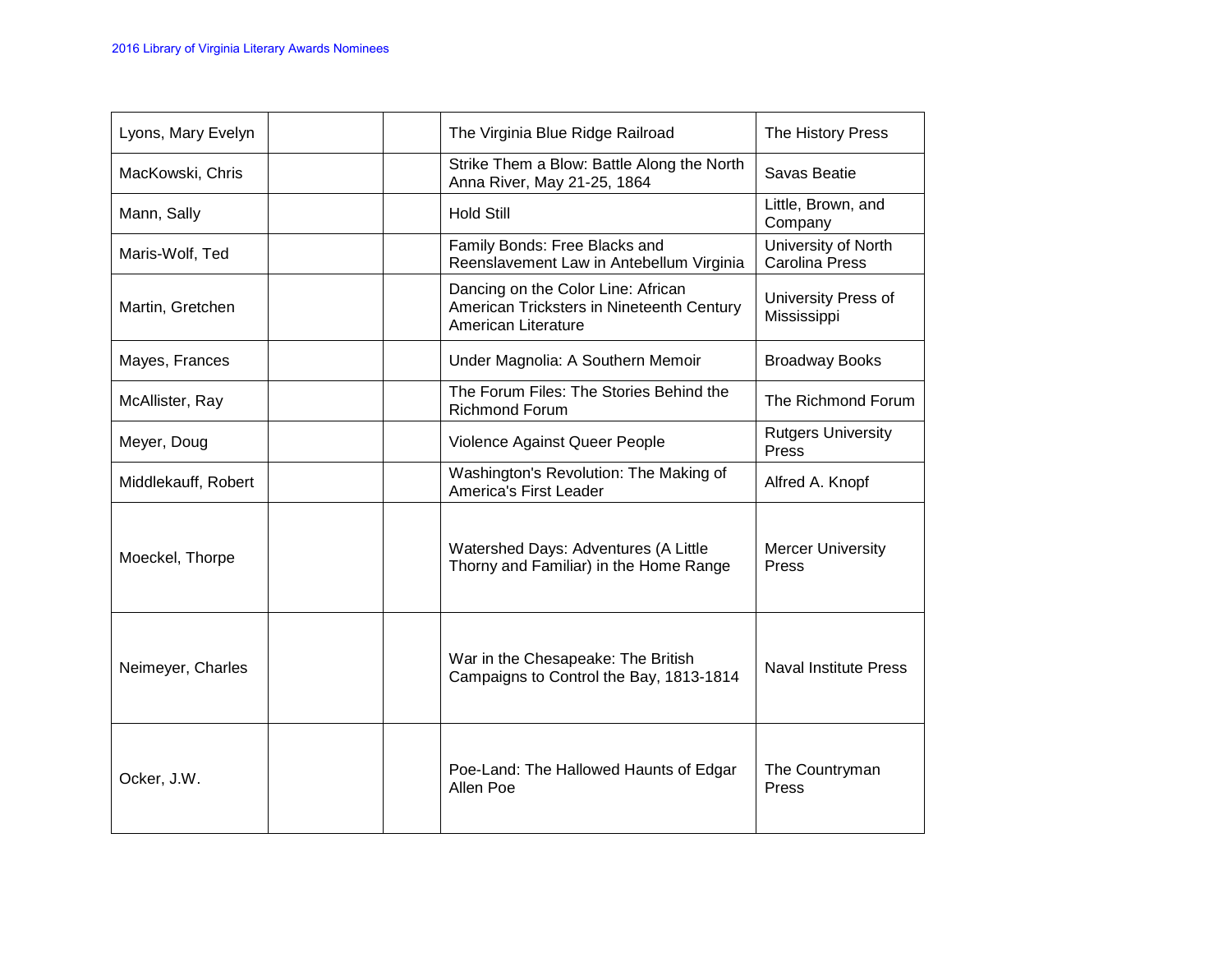| Lyons, Mary Evelyn | | | The Virginia Blue Ridge Railroad | The History Press |
|---|---|---|---|---|
| MacKowski, Chris | | | Strike Them a Blow: Battle Along the North Anna River, May 21-25, 1864 | Savas Beatie |
| Mann, Sally | | | Hold Still | Little, Brown, and Company |
| Maris-Wolf, Ted | | | Family Bonds: Free Blacks and Reenslavement Law in Antebellum Virginia | University of North Carolina Press |
| Martin, Gretchen | | | Dancing on the Color Line: African American Tricksters in Nineteenth Century American Literature | University Press of Mississippi |
| Mayes, Frances | | | Under Magnolia: A Southern Memoir | Broadway Books |
| McAllister, Ray | | | The Forum Files: The Stories Behind the Richmond Forum | The Richmond Forum |
| Meyer, Doug | | | Violence Against Queer People | Rutgers University Press |
| Middlekauff, Robert | | | Washington's Revolution: The Making of America's First Leader | Alfred A. Knopf |
| Moeckel, Thorpe | | | Watershed Days: Adventures (A Little Thorny and Familiar) in the Home Range | Mercer University Press |
| Neimeyer, Charles | | | War in the Chesapeake: The British Campaigns to Control the Bay, 1813-1814 | Naval Institute Press |
| Ocker, J.W. | | | Poe-Land: The Hallowed Haunts of Edgar Allen Poe | The Countryman Press |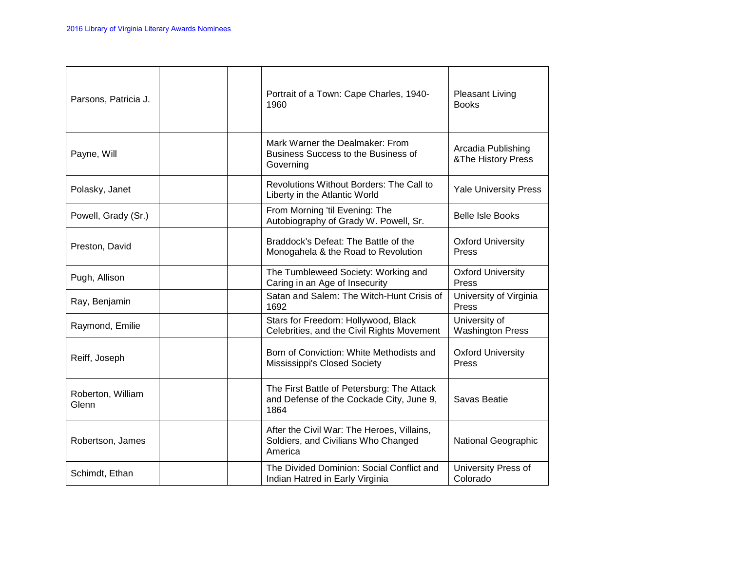| | | | | |
|---|---|---|---|---|
| Parsons, Patricia J. | | | Portrait of a Town: Cape Charles, 1940-1960 | Pleasant Living Books |
| Payne, Will | | | Mark Warner the Dealmaker: From Business Success to the Business of Governing | Arcadia Publishing &The History Press |
| Polasky, Janet | | | Revolutions Without Borders: The Call to Liberty in the Atlantic World | Yale University Press |
| Powell, Grady (Sr.) | | | From Morning 'til Evening: The Autobiography of Grady W. Powell, Sr. | Belle Isle Books |
| Preston, David | | | Braddock's Defeat: The Battle of the Monogahela & the Road to Revolution | Oxford University Press |
| Pugh, Allison | | | The Tumbleweed Society: Working and Caring in an Age of Insecurity | Oxford University Press |
| Ray, Benjamin | | | Satan and Salem: The Witch-Hunt Crisis of 1692 | University of Virginia Press |
| Raymond, Emilie | | | Stars for Freedom: Hollywood, Black Celebrities, and the Civil Rights Movement | University of Washington Press |
| Reiff, Joseph | | | Born of Conviction: White Methodists and Mississippi's Closed Society | Oxford University Press |
| Roberton, William Glenn | | | The First Battle of Petersburg: The Attack and Defense of the Cockade City, June 9, 1864 | Savas Beatie |
| Robertson, James | | | After the Civil War: The Heroes, Villains, Soldiers, and Civilians Who Changed America | National Geographic |
| Schimdt, Ethan | | | The Divided Dominion: Social Conflict and Indian Hatred in Early Virginia | University Press of Colorado |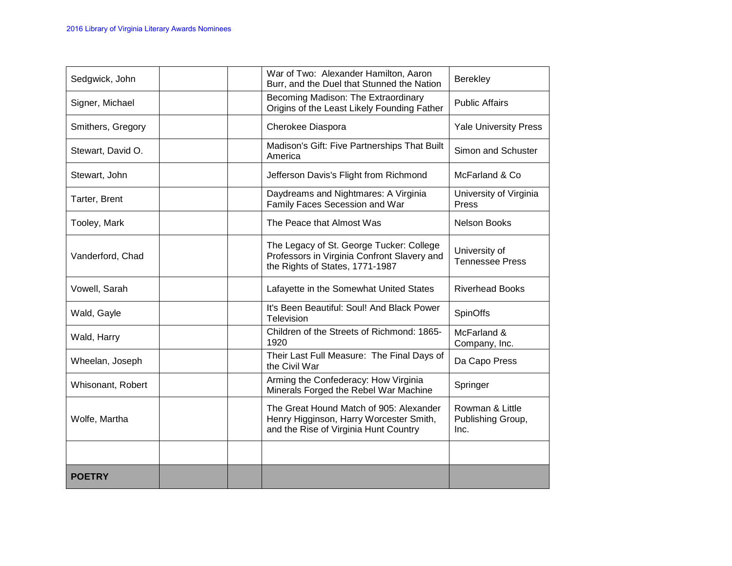| | | | | |
|---|---|---|---|---|
| Sedgwick, John | | | War of Two: Alexander Hamilton, Aaron Burr, and the Duel that Stunned the Nation | Berekley |
| Signer, Michael | | | Becoming Madison: The Extraordinary Origins of the Least Likely Founding Father | Public Affairs |
| Smithers, Gregory | | | Cherokee Diaspora | Yale University Press |
| Stewart, David O. | | | Madison's Gift: Five Partnerships That Built America | Simon and Schuster |
| Stewart, John | | | Jefferson Davis's Flight from Richmond | McFarland & Co |
| Tarter, Brent | | | Daydreams and Nightmares: A Virginia Family Faces Secession and War | University of Virginia Press |
| Tooley, Mark | | | The Peace that Almost Was | Nelson Books |
| Vanderford, Chad | | | The Legacy of St. George Tucker: College Professors in Virginia Confront Slavery and the Rights of States, 1771-1987 | University of Tennessee Press |
| Vowell, Sarah | | | Lafayette in the Somewhat United States | Riverhead Books |
| Wald, Gayle | | | It's Been Beautiful: Soul! And Black Power Television | SpinOffs |
| Wald, Harry | | | Children of the Streets of Richmond: 1865-1920 | McFarland & Company, Inc. |
| Wheelan, Joseph | | | Their Last Full Measure: The Final Days of the Civil War | Da Capo Press |
| Whisonant, Robert | | | Arming the Confederacy: How Virginia Minerals Forged the Rebel War Machine | Springer |
| Wolfe, Martha | | | The Great Hound Match of 905: Alexander Henry Higginson, Harry Worcester Smith, and the Rise of Virginia Hunt Country | Rowman & Little Publishing Group, Inc. |
| | | | | |
| **POETRY** | | | | |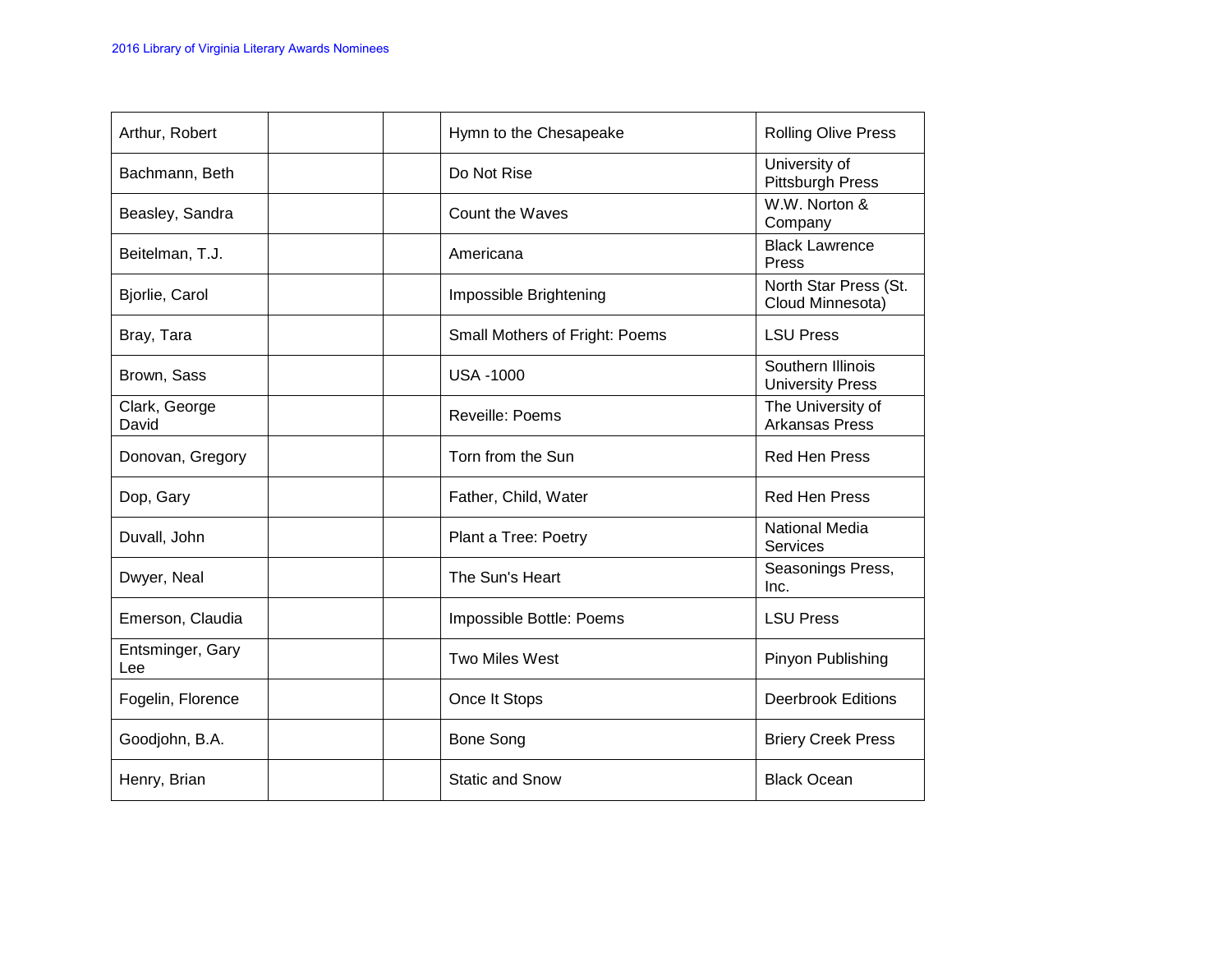| | | | | |
|---|---|---|---|---|
| Arthur, Robert | | | Hymn to the Chesapeake | Rolling Olive Press |
| Bachmann, Beth | | | Do Not Rise | University of Pittsburgh Press |
| Beasley, Sandra | | | Count the Waves | W.W. Norton & Company |
| Beitelman, T.J. | | | Americana | Black Lawrence Press |
| Bjorlie, Carol | | | Impossible Brightening | North Star Press (St. Cloud Minnesota) |
| Bray, Tara | | | Small Mothers of Fright: Poems | LSU Press |
| Brown, Sass | | | USA -1000 | Southern Illinois University Press |
| Clark, George David | | | Reveille: Poems | The University of Arkansas Press |
| Donovan, Gregory | | | Torn from the Sun | Red Hen Press |
| Dop, Gary | | | Father, Child, Water | Red Hen Press |
| Duvall, John | | | Plant a Tree: Poetry | National Media Services |
| Dwyer, Neal | | | The Sun's Heart | Seasonings Press, Inc. |
| Emerson, Claudia | | | Impossible Bottle: Poems | LSU Press |
| Entsminger, Gary Lee | | | Two Miles West | Pinyon Publishing |
| Fogelin, Florence | | | Once It Stops | Deerbrook Editions |
| Goodjohn, B.A. | | | Bone Song | Briery Creek Press |
| Henry, Brian | | | Static and Snow | Black Ocean |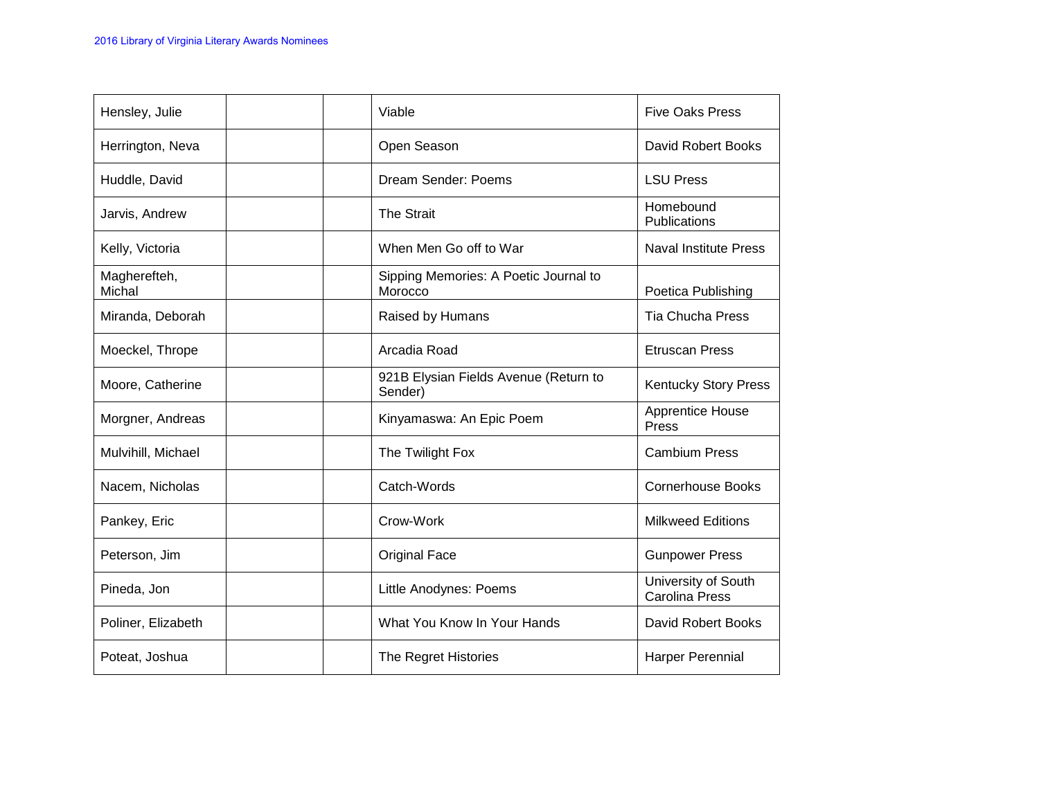| | | | | |
|---|---|---|---|---|
| Hensley, Julie | | | Viable | Five Oaks Press |
| Herrington, Neva | | | Open Season | David Robert Books |
| Huddle, David | | | Dream Sender: Poems | LSU Press |
| Jarvis, Andrew | | | The Strait | Homebound Publications |
| Kelly, Victoria | | | When Men Go off to War | Naval Institute Press |
| Magherefteh, Michal | | | Sipping Memories: A Poetic Journal to Morocco | Poetica Publishing |
| Miranda, Deborah | | | Raised by Humans | Tia Chucha Press |
| Moeckel, Thrope | | | Arcadia Road | Etruscan Press |
| Moore, Catherine | | | 921B Elysian Fields Avenue (Return to Sender) | Kentucky Story Press |
| Morgner, Andreas | | | Kinyamaswa: An Epic Poem | Apprentice House Press |
| Mulvihill, Michael | | | The Twilight Fox | Cambium Press |
| Nacem, Nicholas | | | Catch-Words | Cornerhouse Books |
| Pankey, Eric | | | Crow-Work | Milkweed Editions |
| Peterson, Jim | | | Original Face | Gunpower Press |
| Pineda, Jon | | | Little Anodynes: Poems | University of South Carolina Press |
| Poliner, Elizabeth | | | What You Know In Your Hands | David Robert Books |
| Poteat, Joshua | | | The Regret Histories | Harper Perennial |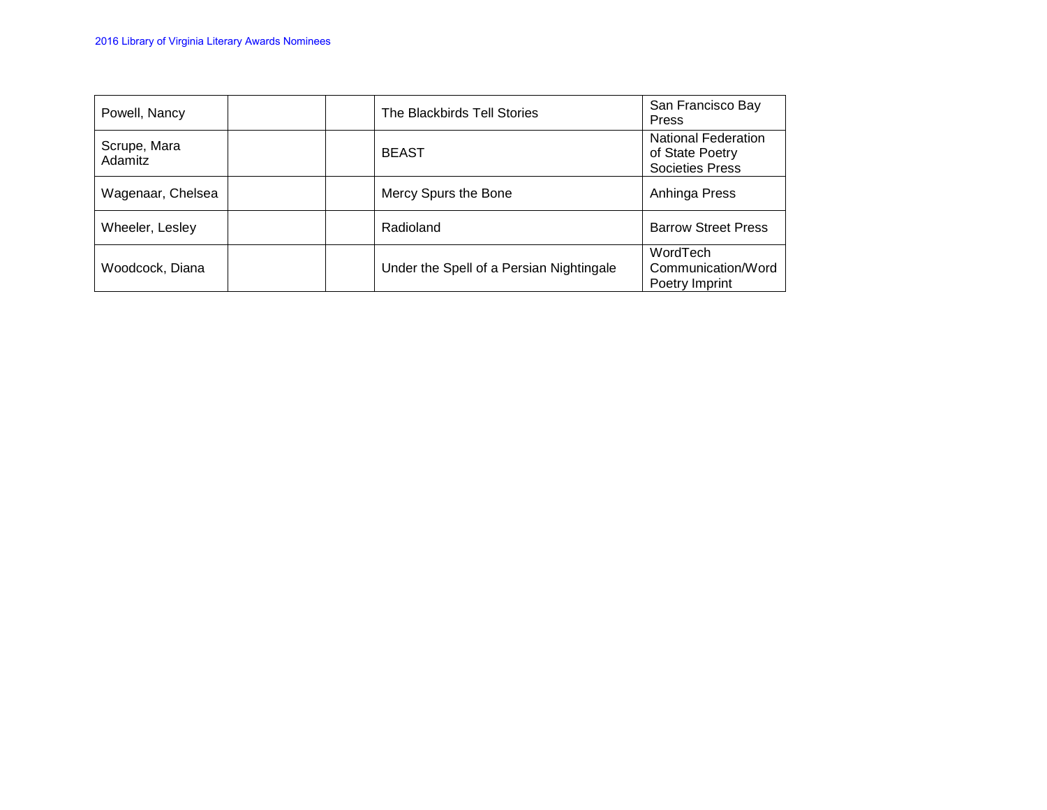| | | | | |
|---|---|---|---|---|
| Powell, Nancy | | | The Blackbirds Tell Stories | San Francisco Bay Press |
| Scrupe, Mara Adamitz | | | BEAST | National Federation of State Poetry Societies Press |
| Wagenaar, Chelsea | | | Mercy Spurs the Bone | Anhinga Press |
| Wheeler, Lesley | | | Radioland | Barrow Street Press |
| Woodcock, Diana | | | Under the Spell of a Persian Nightingale | WordTech Communication/Word Poetry Imprint |